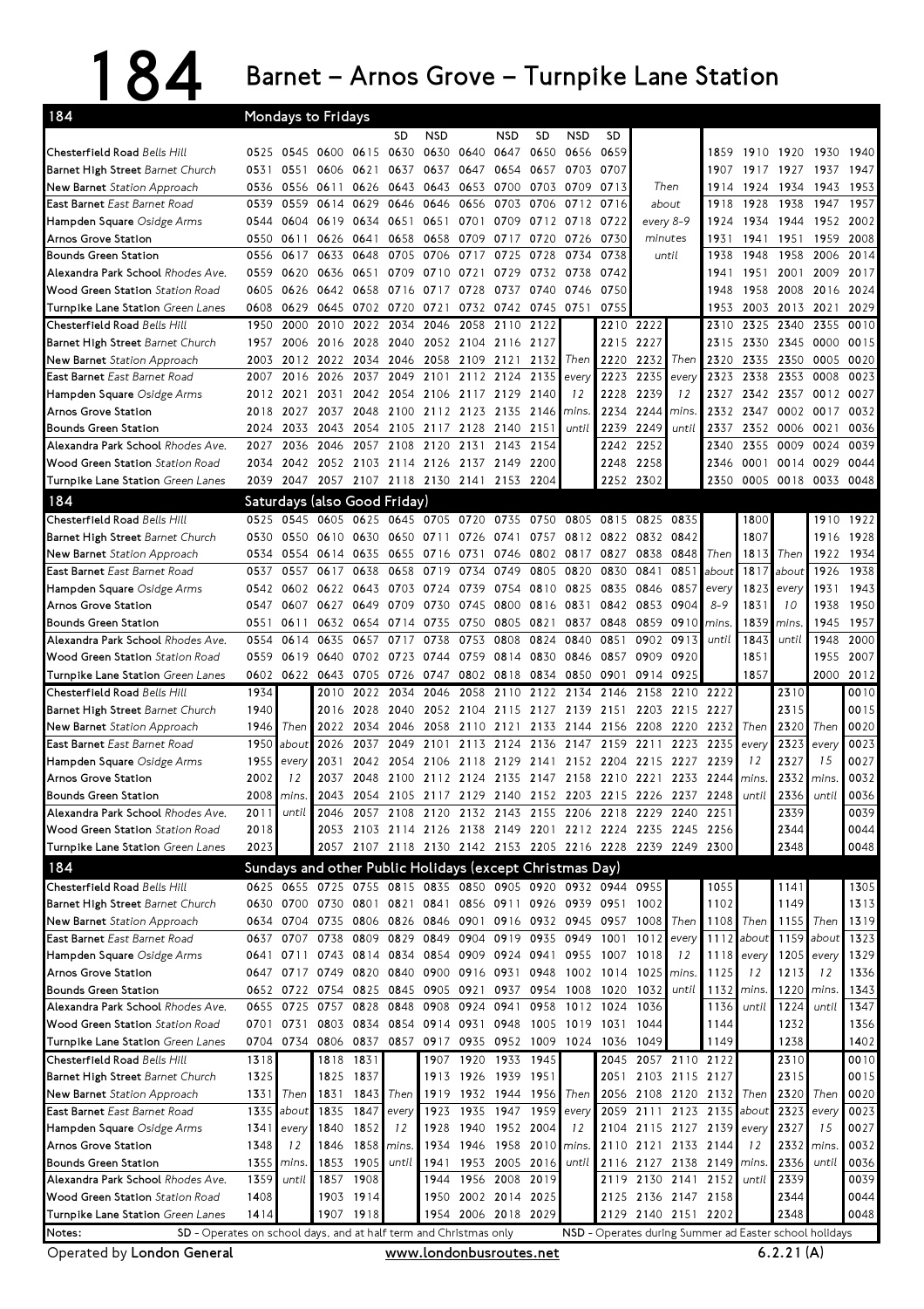# 184 Barnet – Arnos Grove – Turnpike Lane Station

## Mondays to Fridays

| 184 | | | | | SD | NSD | | NSD | SD | NSD | SD | | | | | | | |
|---|---|---|---|---|---|---|---|---|---|---|---|---|---|---|---|---|---|---|
| Chesterfield Road *Bells Hill* | 0525 | 0545 | 0600 | 0615 | 0630 | 0630 | 0640 | 0647 | 0650 | 0656 | 0659 | | 1859 | 1910 | 1920 | 1930 | 1940 |
| Barnet High Street *Barnet Church* | 0531 | 0551 | 0606 | 0621 | 0637 | 0637 | 0647 | 0654 | 0657 | 0703 | 0707 | | 1907 | 1917 | 1927 | 1937 | 1947 |
| New Barnet *Station Approach* | 0536 | 0556 | 0611 | 0626 | 0643 | 0643 | 0653 | 0700 | 0703 | 0709 | 0713 | Then | 1914 | 1924 | 1934 | 1943 | 1953 |
| East Barnet *East Barnet Road* | 0539 | 0559 | 0614 | 0629 | 0646 | 0646 | 0656 | 0703 | 0706 | 0712 | 0716 | about | 1918 | 1928 | 1938 | 1947 | 1957 |
| Hampden Square *Osidge Arms* | 0544 | 0604 | 0619 | 0634 | 0651 | 0651 | 0701 | 0709 | 0712 | 0718 | 0722 | every 8-9 | 1924 | 1934 | 1944 | 1952 | 2002 |
| Arnos Grove Station | 0550 | 0611 | 0626 | 0641 | 0658 | 0658 | 0709 | 0717 | 0720 | 0726 | 0730 | minutes | 1931 | 1941 | 1951 | 1959 | 2008 |
| Bounds Green Station | 0556 | 0617 | 0633 | 0648 | 0705 | 0706 | 0717 | 0725 | 0728 | 0734 | 0738 | until | 1938 | 1948 | 1958 | 2006 | 2014 |
| Alexandra Park School *Rhodes Ave.* | 0559 | 0620 | 0636 | 0651 | 0709 | 0710 | 0721 | 0729 | 0732 | 0738 | 0742 | | 1941 | 1951 | 2001 | 2009 | 2017 |
| Wood Green Station *Station Road* | 0605 | 0626 | 0642 | 0658 | 0716 | 0717 | 0728 | 0737 | 0740 | 0746 | 0750 | | 1948 | 1958 | 2008 | 2016 | 2024 |
| Turnpike Lane Station *Green Lanes* | 0608 | 0629 | 0645 | 0702 | 0720 | 0721 | 0732 | 0742 | 0745 | 0751 | 0755 | | 1953 | 2003 | 2013 | 2021 | 2029 |

| 184 | | | | | | | | | | | | | | | | | | |
|---|---|---|---|---|---|---|---|---|---|---|---|---|---|---|---|---|---|---|
| Chesterfield Road *Bells Hill* | 1950 | 2000 | 2010 | 2022 | 2034 | 2046 | 2058 | 2110 | 2122 | | 2210 | 2222 | | 2310 | 2325 | 2340 | 2355 | 0010 |
| Barnet High Street *Barnet Church* | 1957 | 2006 | 2016 | 2028 | 2040 | 2052 | 2104 | 2116 | 2127 | | 2215 | 2227 | | 2315 | 2330 | 2345 | 0000 | 0015 |
| New Barnet *Station Approach* | 2003 | 2012 | 2022 | 2034 | 2046 | 2058 | 2109 | 2121 | 2132 | Then | 2220 | 2232 | Then | 2320 | 2335 | 2350 | 0005 | 0020 |
| East Barnet *East Barnet Road* | 2007 | 2016 | 2026 | 2037 | 2049 | 2101 | 2112 | 2124 | 2135 | every | 2223 | 2235 | every | 2323 | 2338 | 2353 | 0008 | 0023 |
| Hampden Square *Osidge Arms* | 2012 | 2021 | 2031 | 2042 | 2054 | 2106 | 2117 | 2129 | 2140 | 12 | 2228 | 2239 | 12 | 2327 | 2342 | 2357 | 0012 | 0027 |
| Arnos Grove Station | 2018 | 2027 | 2037 | 2048 | 2100 | 2112 | 2123 | 2135 | 2146 | mins. | 2234 | 2244 | mins. | 2332 | 2347 | 0002 | 0017 | 0032 |
| Bounds Green Station | 2024 | 2033 | 2043 | 2054 | 2105 | 2117 | 2128 | 2140 | 2151 | until | 2239 | 2249 | until | 2337 | 2352 | 0006 | 0021 | 0036 |
| Alexandra Park School *Rhodes Ave.* | 2027 | 2036 | 2046 | 2057 | 2108 | 2120 | 2131 | 2143 | 2154 | | 2242 | 2252 | | 2340 | 2355 | 0009 | 0024 | 0039 |
| Wood Green Station *Station Road* | 2034 | 2042 | 2052 | 2103 | 2114 | 2126 | 2137 | 2149 | 2200 | | 2248 | 2258 | | 2346 | 0001 | 0014 | 0029 | 0044 |
| Turnpike Lane Station *Green Lanes* | 2039 | 2047 | 2057 | 2107 | 2118 | 2130 | 2141 | 2153 | 2204 | | 2252 | 2302 | | 2350 | 0005 | 0018 | 0033 | 0048 |

## Saturdays (also Good Friday)

| 184 | | | | | | | | | | | | | | | | | | | |
|---|---|---|---|---|---|---|---|---|---|---|---|---|---|---|---|---|---|---|---|
| Chesterfield Road *Bells Hill* | 0525 | 0545 | 0605 | 0625 | 0645 | 0705 | 0720 | 0735 | 0750 | 0805 | 0815 | 0825 | 0835 | | 1800 | | 1910 | 1922 |
| Barnet High Street *Barnet Church* | 0530 | 0550 | 0610 | 0630 | 0650 | 0711 | 0726 | 0741 | 0757 | 0812 | 0822 | 0832 | 0842 | | 1807 | | 1916 | 1928 |
| New Barnet *Station Approach* | 0534 | 0554 | 0614 | 0635 | 0655 | 0716 | 0731 | 0746 | 0802 | 0817 | 0827 | 0838 | 0848 | Then | 1813 | Then | 1922 | 1934 |
| East Barnet *East Barnet Road* | 0537 | 0557 | 0617 | 0638 | 0658 | 0719 | 0734 | 0749 | 0805 | 0820 | 0830 | 0841 | 0851 | about | 1817 | about | 1926 | 1938 |
| Hampden Square *Osidge Arms* | 0542 | 0602 | 0622 | 0643 | 0703 | 0724 | 0739 | 0754 | 0810 | 0825 | 0835 | 0846 | 0857 | every | 1823 | every | 1931 | 1943 |
| Arnos Grove Station | 0547 | 0607 | 0627 | 0649 | 0709 | 0730 | 0745 | 0800 | 0816 | 0831 | 0842 | 0853 | 0904 | 8-9 | 1831 | 10 | 1938 | 1950 |
| Bounds Green Station | 0551 | 0611 | 0632 | 0654 | 0714 | 0735 | 0750 | 0805 | 0821 | 0837 | 0848 | 0859 | 0910 | mins. | 1839 | mins. | 1945 | 1957 |
| Alexandra Park School *Rhodes Ave.* | 0554 | 0614 | 0635 | 0657 | 0717 | 0738 | 0753 | 0808 | 0824 | 0840 | 0851 | 0902 | 0913 | until | 1843 | until | 1948 | 2000 |
| Wood Green Station *Station Road* | 0559 | 0619 | 0640 | 0702 | 0723 | 0744 | 0759 | 0814 | 0830 | 0846 | 0857 | 0909 | 0920 | | 1851 | | 1955 | 2007 |
| Turnpike Lane Station *Green Lanes* | 0602 | 0622 | 0643 | 0705 | 0726 | 0747 | 0802 | 0818 | 0834 | 0850 | 0901 | 0914 | 0925 | | 1857 | | 2000 | 2012 |

| 184 | | | | | | | | | | | | | | | | | | | | |
|---|---|---|---|---|---|---|---|---|---|---|---|---|---|---|---|---|---|---|---|---|
| Chesterfield Road *Bells Hill* | 1934 | | 2010 | 2022 | 2034 | 2046 | 2058 | 2110 | 2122 | 2134 | 2146 | 2158 | 2210 | 2222 | | 2310 | | 0010 |
| Barnet High Street *Barnet Church* | 1940 | | 2016 | 2028 | 2040 | 2052 | 2104 | 2115 | 2127 | 2139 | 2151 | 2203 | 2215 | 2227 | | 2315 | | 0015 |
| New Barnet *Station Approach* | 1946 | Then | 2022 | 2034 | 2046 | 2058 | 2110 | 2121 | 2133 | 2144 | 2156 | 2208 | 2220 | 2232 | Then | 2320 | Then | 0020 |
| East Barnet *East Barnet Road* | 1950 | about | 2026 | 2037 | 2049 | 2101 | 2113 | 2124 | 2136 | 2147 | 2159 | 2211 | 2223 | 2235 | every | 2323 | every | 0023 |
| Hampden Square *Osidge Arms* | 1955 | every | 2031 | 2042 | 2054 | 2106 | 2118 | 2129 | 2141 | 2152 | 2204 | 2215 | 2227 | 2239 | 12 | 2327 | 15 | 0027 |
| Arnos Grove Station | 2002 | 12 | 2037 | 2048 | 2100 | 2112 | 2124 | 2135 | 2147 | 2158 | 2210 | 2221 | 2233 | 2244 | mins. | 2332 | mins. | 0032 |
| Bounds Green Station | 2008 | mins. | 2043 | 2054 | 2105 | 2117 | 2129 | 2140 | 2152 | 2203 | 2215 | 2226 | 2237 | 2248 | until | 2336 | until | 0036 |
| Alexandra Park School *Rhodes Ave.* | 2011 | until | 2046 | 2057 | 2108 | 2120 | 2132 | 2143 | 2155 | 2206 | 2218 | 2229 | 2240 | 2251 | | 2339 | | 0039 |
| Wood Green Station *Station Road* | 2018 | | 2053 | 2103 | 2114 | 2126 | 2138 | 2149 | 2201 | 2212 | 2224 | 2235 | 2245 | 2256 | | 2344 | | 0044 |
| Turnpike Lane Station *Green Lanes* | 2023 | | 2057 | 2107 | 2118 | 2130 | 2142 | 2153 | 2205 | 2216 | 2228 | 2239 | 2249 | 2300 | | 2348 | | 0048 |

## Sundays and other Public Holidays (except Christmas Day)

| 184 | | | | | | | | | | | | | | | | | | | | |
|---|---|---|---|---|---|---|---|---|---|---|---|---|---|---|---|---|---|---|---|---|
| Chesterfield Road *Bells Hill* | 0625 | 0655 | 0725 | 0755 | 0815 | 0835 | 0850 | 0905 | 0920 | 0932 | 0944 | 0955 | | 1055 | | 1141 | | 1305 |
| Barnet High Street *Barnet Church* | 0630 | 0700 | 0730 | 0801 | 0821 | 0841 | 0856 | 0911 | 0926 | 0939 | 0951 | 1002 | | 1102 | | 1149 | | 1313 |
| New Barnet *Station Approach* | 0634 | 0704 | 0735 | 0806 | 0826 | 0846 | 0901 | 0916 | 0932 | 0945 | 0957 | 1008 | Then | 1108 | Then | 1155 | Then | 1319 |
| East Barnet *East Barnet Road* | 0637 | 0707 | 0738 | 0809 | 0829 | 0849 | 0904 | 0919 | 0935 | 0949 | 1001 | 1012 | every | 1112 | about | 1159 | about | 1323 |
| Hampden Square *Osidge Arms* | 0641 | 0711 | 0743 | 0814 | 0834 | 0854 | 0909 | 0924 | 0941 | 0955 | 1007 | 1018 | 12 | 1118 | every | 1205 | every | 1329 |
| Arnos Grove Station | 0647 | 0717 | 0749 | 0820 | 0840 | 0900 | 0916 | 0931 | 0948 | 1002 | 1014 | 1025 | mins. | 1125 | 12 | 1213 | 12 | 1336 |
| Bounds Green Station | 0652 | 0722 | 0754 | 0825 | 0845 | 0905 | 0921 | 0937 | 0954 | 1008 | 1020 | 1032 | until | 1132 | mins. | 1220 | mins. | 1343 |
| Alexandra Park School *Rhodes Ave.* | 0655 | 0725 | 0757 | 0828 | 0848 | 0908 | 0924 | 0941 | 0958 | 1012 | 1024 | 1036 | | 1136 | until | 1224 | until | 1347 |
| Wood Green Station *Station Road* | 0701 | 0731 | 0803 | 0834 | 0854 | 0914 | 0931 | 0948 | 1005 | 1019 | 1031 | 1044 | | 1144 | | 1232 | | 1356 |
| Turnpike Lane Station *Green Lanes* | 0704 | 0734 | 0806 | 0837 | 0857 | 0917 | 0935 | 0952 | 1009 | 1024 | 1036 | 1049 | | 1149 | | 1238 | | 1402 |

| 184 | | | | | | | | | | | | | | | | | | | | |
|---|---|---|---|---|---|---|---|---|---|---|---|---|---|---|---|---|---|---|---|---|
| Chesterfield Road *Bells Hill* | 1318 | | 1818 | 1831 | | 1907 | 1920 | 1933 | 1945 | | 2045 | 2057 | 2110 | 2122 | | 2310 | | 0010 |
| Barnet High Street *Barnet Church* | 1325 | | 1825 | 1837 | | 1913 | 1926 | 1939 | 1951 | | 2051 | 2103 | 2115 | 2127 | | 2315 | | 0015 |
| New Barnet *Station Approach* | 1331 | Then | 1831 | 1843 | Then | 1919 | 1932 | 1944 | 1956 | Then | 2056 | 2108 | 2120 | 2132 | Then | 2320 | Then | 0020 |
| East Barnet *East Barnet Road* | 1335 | about | 1835 | 1847 | every | 1923 | 1935 | 1947 | 1959 | every | 2059 | 2111 | 2123 | 2135 | about | 2323 | every | 0023 |
| Hampden Square *Osidge Arms* | 1341 | every | 1840 | 1852 | 12 | 1928 | 1940 | 1952 | 2004 | 12 | 2104 | 2115 | 2127 | 2139 | every | 2327 | 15 | 0027 |
| Arnos Grove Station | 1348 | 12 | 1846 | 1858 | mins. | 1934 | 1946 | 1958 | 2010 | mins. | 2110 | 2121 | 2133 | 2144 | 12 | 2332 | mins. | 0032 |
| Bounds Green Station | 1355 | mins. | 1853 | 1905 | until | 1941 | 1953 | 2005 | 2016 | until | 2116 | 2127 | 2138 | 2149 | mins. | 2336 | until | 0036 |
| Alexandra Park School *Rhodes Ave.* | 1359 | until | 1857 | 1908 | | 1944 | 1956 | 2008 | 2019 | | 2119 | 2130 | 2141 | 2152 | until | 2339 | | 0039 |
| Wood Green Station *Station Road* | 1408 | | 1903 | 1914 | | 1950 | 2002 | 2014 | 2025 | | 2125 | 2136 | 2147 | 2158 | | 2344 | | 0044 |
| Turnpike Lane Station *Green Lanes* | 1414 | | 1907 | 1918 | | 1954 | 2006 | 2018 | 2029 | | 2129 | 2140 | 2151 | 2202 | | 2348 | | 0048 |

**Notes:** SD - Operates on school days, and at half term and Christmas only. NSD - Operates during Summer ad Easter school holidays

Operated by **London General** — www.londonbusroutes.net — 6.2.21 (A)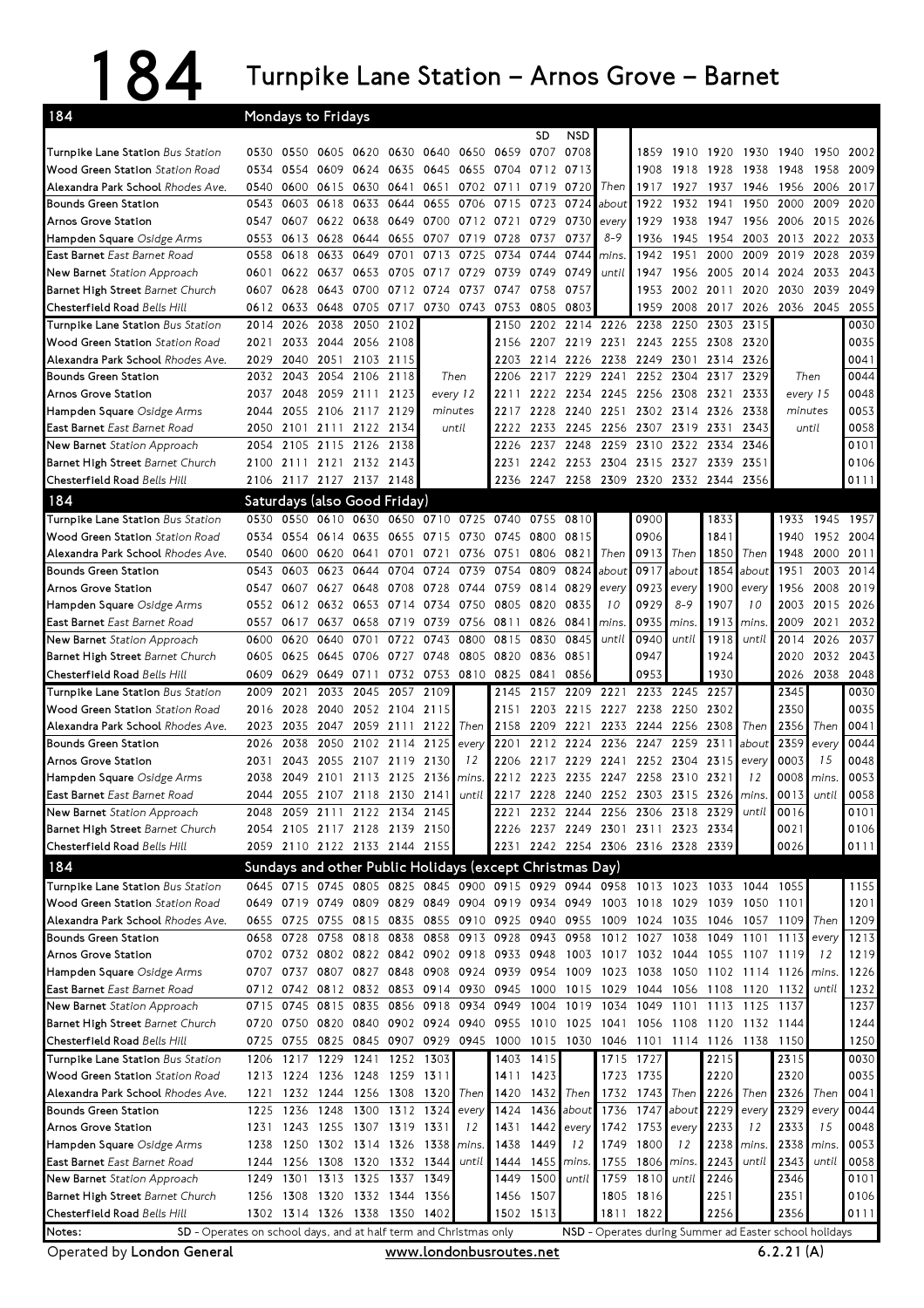# 184 Turnpike Lane Station – Arnos Grove – Barnet

## Mondays to Fridays

| 184 | | | | | | | | | SD | NSD | | | | | | | | |
|---|---|---|---|---|---|---|---|---|---|---|---|---|---|---|---|---|---|---|
| **Turnpike Lane Station** *Bus Station* | 0530 | 0550 | 0605 | 0620 | 0630 | 0640 | 0650 | 0659 | 0707 | 0708 | | 1859 | 1910 | 1920 | 1930 | 1940 | 1950 | 2002 |
| **Wood Green Station** *Station Road* | 0534 | 0554 | 0609 | 0624 | 0635 | 0645 | 0655 | 0704 | 0712 | 0713 | | 1908 | 1918 | 1928 | 1938 | 1948 | 1958 | 2009 |
| **Alexandra Park School** *Rhodes Ave.* | 0540 | 0600 | 0615 | 0630 | 0641 | 0651 | 0702 | 0711 | 0719 | 0720 | *Then* | 1917 | 1927 | 1937 | 1946 | 1956 | 2006 | 2017 |
| **Bounds Green Station** | 0543 | 0603 | 0618 | 0633 | 0644 | 0655 | 0706 | 0715 | 0723 | 0724 | *about* | 1922 | 1932 | 1941 | 1950 | 2000 | 2009 | 2020 |
| **Arnos Grove Station** | 0547 | 0607 | 0622 | 0638 | 0649 | 0700 | 0712 | 0721 | 0729 | 0730 | *every* | 1929 | 1938 | 1947 | 1956 | 2006 | 2015 | 2026 |
| **Hampden Square** *Osidge Arms* | 0553 | 0613 | 0628 | 0644 | 0655 | 0707 | 0719 | 0728 | 0737 | 0737 | *8-9* | 1936 | 1945 | 1954 | 2003 | 2013 | 2022 | 2033 |
| **East Barnet** *East Barnet Road* | 0558 | 0618 | 0633 | 0649 | 0701 | 0713 | 0725 | 0734 | 0744 | 0744 | *mins.* | 1942 | 1951 | 2000 | 2009 | 2019 | 2028 | 2039 |
| **New Barnet** *Station Approach* | 0601 | 0622 | 0637 | 0653 | 0705 | 0717 | 0729 | 0739 | 0749 | 0749 | *until* | 1947 | 1956 | 2005 | 2014 | 2024 | 2033 | 2043 |
| **Barnet High Street** *Barnet Church* | 0607 | 0628 | 0643 | 0700 | 0712 | 0724 | 0737 | 0747 | 0758 | 0757 | | 1953 | 2002 | 2011 | 2020 | 2030 | 2039 | 2049 |
| **Chesterfield Road** *Bells Hill* | 0612 | 0633 | 0648 | 0705 | 0717 | 0730 | 0743 | 0753 | 0805 | 0803 | | 1959 | 2008 | 2017 | 2026 | 2036 | 2045 | 2055 |

| | | | | | | | | | | | | | | | | |
|---|---|---|---|---|---|---|---|---|---|---|---|---|---|---|---|---|
| **Turnpike Lane Station** *Bus Station* | 2014 | 2026 | 2038 | 2050 | 2102 | | 2150 | 2202 | 2214 | 2226 | 2238 | 2250 | 2303 | 2315 | | 0030 |
| **Wood Green Station** *Station Road* | 2021 | 2033 | 2044 | 2056 | 2108 | | 2156 | 2207 | 2219 | 2231 | 2243 | 2255 | 2308 | 2320 | | 0035 |
| **Alexandra Park School** *Rhodes Ave.* | 2029 | 2040 | 2051 | 2103 | 2115 | | 2203 | 2214 | 2226 | 2238 | 2249 | 2301 | 2314 | 2326 | | 0041 |
| **Bounds Green Station** | 2032 | 2043 | 2054 | 2106 | 2118 | *Then* | 2206 | 2217 | 2229 | 2241 | 2252 | 2304 | 2317 | 2329 | *Then* | 0044 |
| **Arnos Grove Station** | 2037 | 2048 | 2059 | 2111 | 2123 | *every 12* | 2211 | 2222 | 2234 | 2245 | 2256 | 2308 | 2321 | 2333 | *every 15* | 0048 |
| **Hampden Square** *Osidge Arms* | 2044 | 2055 | 2106 | 2117 | 2129 | *minutes* | 2217 | 2228 | 2240 | 2251 | 2302 | 2314 | 2326 | 2338 | *minutes* | 0053 |
| **East Barnet** *East Barnet Road* | 2050 | 2101 | 2111 | 2122 | 2134 | *until* | 2222 | 2233 | 2245 | 2256 | 2307 | 2319 | 2331 | 2343 | *until* | 0058 |
| **New Barnet** *Station Approach* | 2054 | 2105 | 2115 | 2126 | 2138 | | 2226 | 2237 | 2248 | 2259 | 2310 | 2322 | 2334 | 2346 | | 0101 |
| **Barnet High Street** *Barnet Church* | 2100 | 2111 | 2121 | 2132 | 2143 | | 2231 | 2242 | 2253 | 2304 | 2315 | 2327 | 2339 | 2351 | | 0106 |
| **Chesterfield Road** *Bells Hill* | 2106 | 2117 | 2127 | 2137 | 2148 | | 2236 | 2247 | 2258 | 2309 | 2320 | 2332 | 2344 | 2356 | | 0111 |

## Saturdays (also Good Friday)

| 184 | | | | | | | | | | | | | | | | | | | |
|---|---|---|---|---|---|---|---|---|---|---|---|---|---|---|---|---|---|---|---|
| **Turnpike Lane Station** *Bus Station* | 0530 | 0550 | 0610 | 0630 | 0650 | 0710 | 0725 | 0740 | 0755 | 0810 | | 0900 | | 1833 | | 1933 | 1945 | 1957 |
| **Wood Green Station** *Station Road* | 0534 | 0554 | 0614 | 0635 | 0655 | 0715 | 0730 | 0745 | 0800 | 0815 | | 0906 | | 1841 | | 1940 | 1952 | 2004 |
| **Alexandra Park School** *Rhodes Ave.* | 0540 | 0600 | 0620 | 0641 | 0701 | 0721 | 0736 | 0751 | 0806 | 0821 | *Then* | 0913 | *Then* | 1850 | *Then* | 1948 | 2000 | 2011 |
| **Bounds Green Station** | 0543 | 0603 | 0623 | 0644 | 0704 | 0724 | 0739 | 0754 | 0809 | 0824 | *about* | 0917 | *about* | 1854 | *about* | 1951 | 2003 | 2014 |
| **Arnos Grove Station** | 0547 | 0607 | 0627 | 0648 | 0708 | 0728 | 0744 | 0759 | 0814 | 0829 | *every* | 0923 | *every* | 1900 | *every* | 1956 | 2008 | 2019 |
| **Hampden Square** *Osidge Arms* | 0552 | 0612 | 0632 | 0653 | 0714 | 0734 | 0750 | 0805 | 0820 | 0835 | *10* | 0929 | *8-9* | 1907 | *10* | 2003 | 2015 | 2026 |
| **East Barnet** *East Barnet Road* | 0557 | 0617 | 0637 | 0658 | 0719 | 0739 | 0756 | 0811 | 0826 | 0841 | *mins.* | 0935 | *mins.* | 1913 | *mins.* | 2009 | 2021 | 2032 |
| **New Barnet** *Station Approach* | 0600 | 0620 | 0640 | 0701 | 0722 | 0743 | 0800 | 0815 | 0830 | 0845 | *until* | 0940 | *until* | 1918 | *until* | 2014 | 2026 | 2037 |
| **Barnet High Street** *Barnet Church* | 0605 | 0625 | 0645 | 0706 | 0727 | 0748 | 0805 | 0820 | 0836 | 0851 | | 0947 | | 1924 | | 2020 | 2032 | 2043 |
| **Chesterfield Road** *Bells Hill* | 0609 | 0629 | 0649 | 0711 | 0732 | 0753 | 0810 | 0825 | 0841 | 0856 | | 0953 | | 1930 | | 2026 | 2038 | 2048 |

| | | | | | | | | | | | | | | | | | | |
|---|---|---|---|---|---|---|---|---|---|---|---|---|---|---|---|---|---|---|
| **Turnpike Lane Station** *Bus Station* | 2009 | 2021 | 2033 | 2045 | 2057 | 2109 | | 2145 | 2157 | 2209 | 2221 | 2233 | 2245 | 2257 | | 2345 | | 0030 |
| **Wood Green Station** *Station Road* | 2016 | 2028 | 2040 | 2052 | 2104 | 2115 | | 2151 | 2203 | 2215 | 2227 | 2238 | 2250 | 2302 | | 2350 | | 0035 |
| **Alexandra Park School** *Rhodes Ave.* | 2023 | 2035 | 2047 | 2059 | 2111 | 2122 | *Then* | 2158 | 2209 | 2221 | 2233 | 2244 | 2256 | 2308 | *Then* | 2356 | *Then* | 0041 |
| **Bounds Green Station** | 2026 | 2038 | 2050 | 2102 | 2114 | 2125 | *every* | 2201 | 2212 | 2224 | 2236 | 2247 | 2259 | 2311 | *about* | 2359 | *every* | 0044 |
| **Arnos Grove Station** | 2031 | 2043 | 2055 | 2107 | 2119 | 2130 | *12* | 2206 | 2217 | 2229 | 2241 | 2252 | 2304 | 2315 | *every* | 0003 | *15* | 0048 |
| **Hampden Square** *Osidge Arms* | 2038 | 2049 | 2101 | 2113 | 2125 | 2136 | *mins.* | 2212 | 2223 | 2235 | 2247 | 2258 | 2310 | 2321 | *12* | 0008 | *mins.* | 0053 |
| **East Barnet** *East Barnet Road* | 2044 | 2055 | 2107 | 2118 | 2130 | 2141 | *until* | 2217 | 2228 | 2240 | 2252 | 2303 | 2315 | 2326 | *mins.* | 0013 | *until* | 0058 |
| **New Barnet** *Station Approach* | 2048 | 2059 | 2111 | 2122 | 2134 | 2145 | | 2221 | 2232 | 2244 | 2256 | 2306 | 2318 | 2329 | *until* | 0016 | | 0101 |
| **Barnet High Street** *Barnet Church* | 2054 | 2105 | 2117 | 2128 | 2139 | 2150 | | 2226 | 2237 | 2249 | 2301 | 2311 | 2323 | 2334 | | 0021 | | 0106 |
| **Chesterfield Road** *Bells Hill* | 2059 | 2110 | 2122 | 2133 | 2144 | 2155 | | 2231 | 2242 | 2254 | 2306 | 2316 | 2328 | 2339 | | 0026 | | 0111 |

## Sundays and other Public Holidays (except Christmas Day)

| 184 | | | | | | | | | | | | | | | | | | |
|---|---|---|---|---|---|---|---|---|---|---|---|---|---|---|---|---|---|---|
| **Turnpike Lane Station** *Bus Station* | 0645 | 0715 | 0745 | 0805 | 0825 | 0845 | 0900 | 0915 | 0929 | 0944 | 0958 | 1013 | 1023 | 1033 | 1044 | 1055 | | 1155 |
| **Wood Green Station** *Station Road* | 0649 | 0719 | 0749 | 0809 | 0829 | 0849 | 0904 | 0919 | 0934 | 0949 | 1003 | 1018 | 1029 | 1039 | 1050 | 1101 | | 1201 |
| **Alexandra Park School** *Rhodes Ave.* | 0655 | 0725 | 0755 | 0815 | 0835 | 0855 | 0910 | 0925 | 0940 | 0955 | 1009 | 1024 | 1035 | 1046 | 1057 | 1109 | *Then* | 1209 |
| **Bounds Green Station** | 0658 | 0728 | 0758 | 0818 | 0838 | 0858 | 0913 | 0928 | 0943 | 0958 | 1012 | 1027 | 1038 | 1049 | 1101 | 1113 | *every* | 1213 |
| **Arnos Grove Station** | 0702 | 0732 | 0802 | 0822 | 0842 | 0902 | 0918 | 0933 | 0948 | 1003 | 1017 | 1032 | 1044 | 1055 | 1107 | 1119 | *12* | 1219 |
| **Hampden Square** *Osidge Arms* | 0707 | 0737 | 0807 | 0827 | 0848 | 0908 | 0924 | 0939 | 0954 | 1009 | 1023 | 1038 | 1050 | 1102 | 1114 | 1126 | *mins.* | 1226 |
| **East Barnet** *East Barnet Road* | 0712 | 0742 | 0812 | 0832 | 0853 | 0914 | 0930 | 0945 | 1000 | 1015 | 1029 | 1044 | 1056 | 1108 | 1120 | 1132 | *until* | 1232 |
| **New Barnet** *Station Approach* | 0715 | 0745 | 0815 | 0835 | 0856 | 0918 | 0934 | 0949 | 1004 | 1019 | 1034 | 1049 | 1101 | 1113 | 1125 | 1137 | | 1237 |
| **Barnet High Street** *Barnet Church* | 0720 | 0750 | 0820 | 0840 | 0902 | 0924 | 0940 | 0955 | 1010 | 1025 | 1041 | 1056 | 1108 | 1120 | 1132 | 1144 | | 1244 |
| **Chesterfield Road** *Bells Hill* | 0725 | 0755 | 0825 | 0845 | 0907 | 0929 | 0945 | 1000 | 1015 | 1030 | 1046 | 1101 | 1114 | 1126 | 1138 | 1150 | | 1250 |

| | | | | | | | | | | | | | | | | | | |
|---|---|---|---|---|---|---|---|---|---|---|---|---|---|---|---|---|---|---|
| **Turnpike Lane Station** *Bus Station* | 1206 | 1217 | 1229 | 1241 | 1252 | 1303 | | 1403 | 1415 | | 1715 | 1727 | | 2215 | | 2315 | | 0030 |
| **Wood Green Station** *Station Road* | 1213 | 1224 | 1236 | 1248 | 1259 | 1311 | | 1411 | 1423 | | 1723 | 1735 | | 2220 | | 2320 | | 0035 |
| **Alexandra Park School** *Rhodes Ave.* | 1221 | 1232 | 1244 | 1256 | 1308 | 1320 | *Then* | 1420 | 1432 | *Then* | 1732 | 1743 | *Then* | 2226 | *Then* | 2326 | *Then* | 0041 |
| **Bounds Green Station** | 1225 | 1236 | 1248 | 1300 | 1312 | 1324 | *every* | 1424 | 1436 | *about* | 1736 | 1747 | *about* | 2229 | *every* | 2329 | *every* | 0044 |
| **Arnos Grove Station** | 1231 | 1243 | 1255 | 1307 | 1319 | 1331 | *12* | 1431 | 1442 | *every* | 1742 | 1753 | *every* | 2233 | *12* | 2333 | *15* | 0048 |
| **Hampden Square** *Osidge Arms* | 1238 | 1250 | 1302 | 1314 | 1326 | 1338 | *mins.* | 1438 | 1449 | *12* | 1749 | 1800 | *12* | 2238 | *mins.* | 2338 | *mins.* | 0053 |
| **East Barnet** *East Barnet Road* | 1244 | 1256 | 1308 | 1320 | 1332 | 1344 | *until* | 1444 | 1455 | *mins.* | 1755 | 1806 | *mins.* | 2243 | *until* | 2343 | *until* | 0058 |
| **New Barnet** *Station Approach* | 1249 | 1301 | 1313 | 1325 | 1337 | 1349 | | 1449 | 1500 | *until* | 1759 | 1810 | *until* | 2246 | | 2346 | | 0101 |
| **Barnet High Street** *Barnet Church* | 1256 | 1308 | 1320 | 1332 | 1344 | 1356 | | 1456 | 1507 | | 1805 | 1816 | | 2251 | | 2351 | | 0106 |
| **Chesterfield Road** *Bells Hill* | 1302 | 1314 | 1326 | 1338 | 1350 | 1402 | | 1502 | 1513 | | 1811 | 1822 | | 2256 | | 2356 | | 0111 |

**Notes:** SD - Operates on school days, and at half term and Christmas only. NSD - Operates during Summer ad Easter school holidays

Operated by **London General** — www.londonbusroutes.net — 6.2.21 (A)